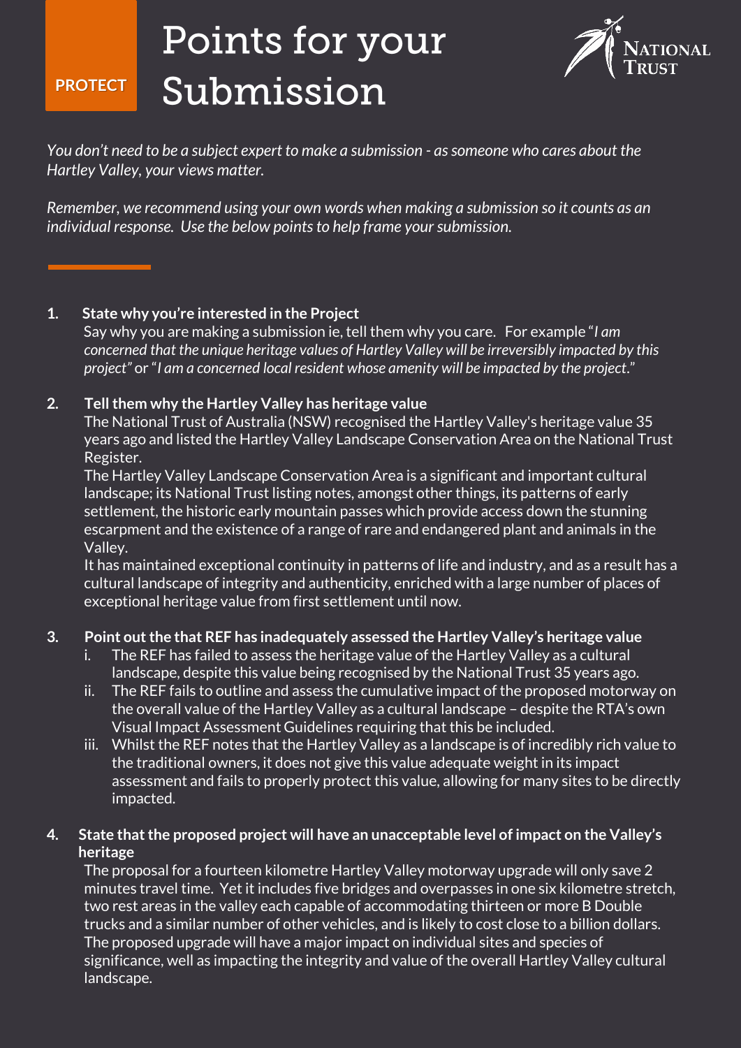PROTECT

# Points for your Submission

NATIONAL TRUST

*You don't need to be a subject expert to make a submission - as someone who cares about the Hartley Valley, your views matter.*

*Remember, we recommend using your own words when making a submission so it counts as an individual response. Use the below points to help frame your submission.*

1. **State why you're interested in the Project**
   Say why you are making a submission ie, tell them why you care. For example "*I am concerned that the unique heritage values of Hartley Valley will be irreversibly impacted by this project*" or "*I am a concerned local resident whose amenity will be impacted by the project*."

2. **Tell them why the Hartley Valley has heritage value**
   The National Trust of Australia (NSW) recognised the Hartley Valley's heritage value 35 years ago and listed the Hartley Valley Landscape Conservation Area on the National Trust Register.
   The Hartley Valley Landscape Conservation Area is a significant and important cultural landscape; its National Trust listing notes, amongst other things, its patterns of early settlement, the historic early mountain passes which provide access down the stunning escarpment and the existence of a range of rare and endangered plant and animals in the Valley.
   It has maintained exceptional continuity in patterns of life and industry, and as a result has a cultural landscape of integrity and authenticity, enriched with a large number of places of exceptional heritage value from first settlement until now.

3. **Point out the that REF has inadequately assessed the Hartley Valley's heritage value**
   i. The REF has failed to assess the heritage value of the Hartley Valley as a cultural landscape, despite this value being recognised by the National Trust 35 years ago.
   ii. The REF fails to outline and assess the cumulative impact of the proposed motorway on the overall value of the Hartley Valley as a cultural landscape – despite the RTA's own Visual Impact Assessment Guidelines requiring that this be included.
   iii. Whilst the REF notes that the Hartley Valley as a landscape is of incredibly rich value to the traditional owners, it does not give this value adequate weight in its impact assessment and fails to properly protect this value, allowing for many sites to be directly impacted.

4. **State that the proposed project will have an unacceptable level of impact on the Valley's heritage**
   The proposal for a fourteen kilometre Hartley Valley motorway upgrade will only save 2 minutes travel time. Yet it includes five bridges and overpasses in one six kilometre stretch, two rest areas in the valley each capable of accommodating thirteen or more B Double trucks and a similar number of other vehicles, and is likely to cost close to a billion dollars. The proposed upgrade will have a major impact on individual sites and species of significance, well as impacting the integrity and value of the overall Hartley Valley cultural landscape.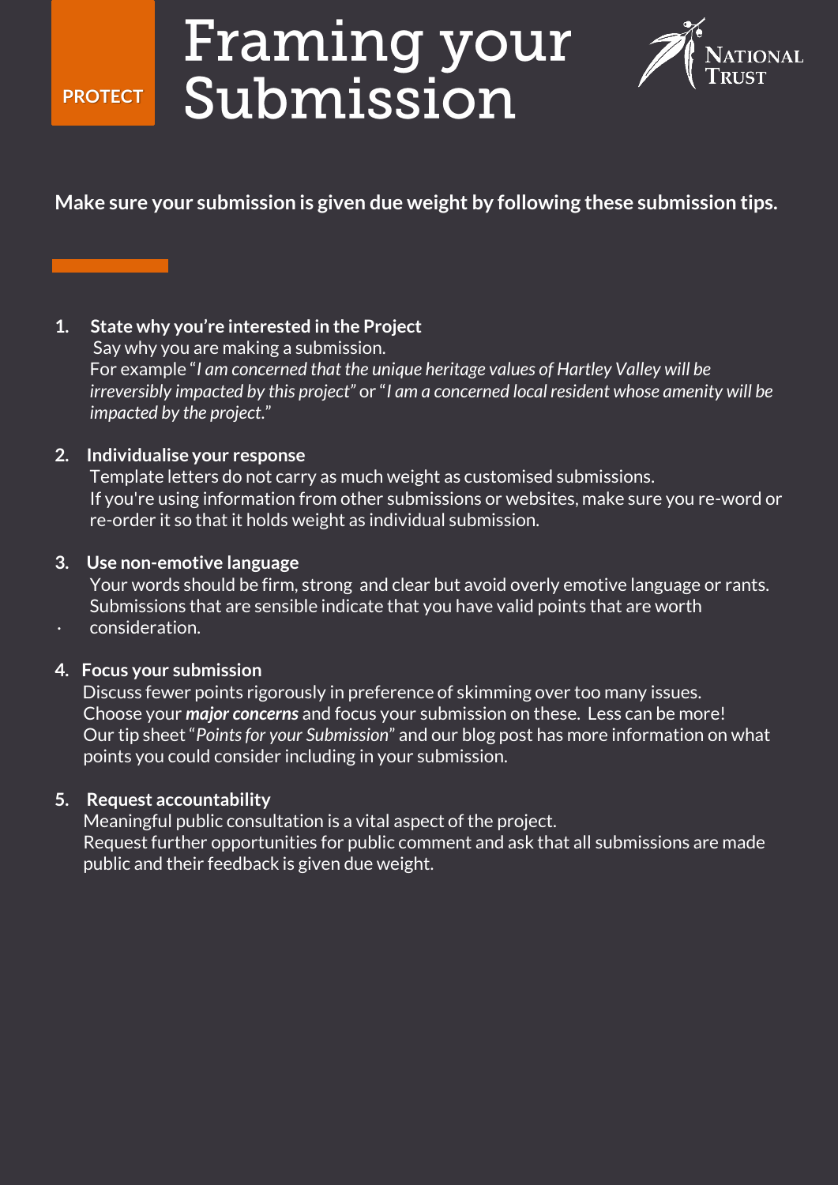PROTECT

# Framing your Submission

NATIONAL TRUST

**Make sure your submission is given due weight by following these submission tips.**

1. **State why you're interested in the Project**
   Say why you are making a submission.
   For example "*I am concerned that the unique heritage values of Hartley Valley will be irreversibly impacted by this project*" or "*I am a concerned local resident whose amenity will be impacted by the project*."

2. **Individualise your response**
   Template letters do not carry as much weight as customised submissions.
   If you're using information from other submissions or websites, make sure you re-word or re-order it so that it holds weight as individual submission.

3. **Use non-emotive language**
   Your words should be firm, strong and clear but avoid overly emotive language or rants.
   Submissions that are sensible indicate that you have valid points that are worth consideration.

4. **Focus your submission**
   Discuss fewer points rigorously in preference of skimming over too many issues.
   Choose your ***major concerns*** and focus your submission on these. Less can be more!
   Our tip sheet "*Points for your Submission*" and our blog post has more information on what points you could consider including in your submission.

5. **Request accountability**
   Meaningful public consultation is a vital aspect of the project.
   Request further opportunities for public comment and ask that all submissions are made public and their feedback is given due weight.